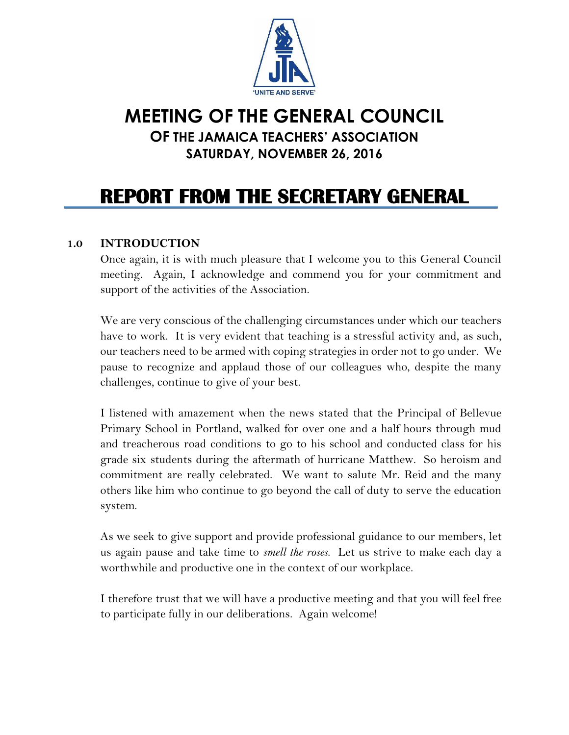'UNITE AND SERVE'

# MEETING OF THE GENERAL COUNCIL

## OF THE JAMAICA TEACHERS' ASSOCIATION

## SATURDAY, NOVEMBER 26, 2016

# REPORT FROM THE SECRETARY GENERAL

## 1.0 INTRODUCTION

Once again, it is with much pleasure that I welcome you to this General Council meeting. Again, I acknowledge and commend you for your commitment and support of the activities of the Association.

We are very conscious of the challenging circumstances under which our teachers have to work. It is very evident that teaching is a stressful activity and, as such, our teachers need to be armed with coping strategies in order not to go under. We pause to recognize and applaud those of our colleagues who, despite the many challenges, continue to give of your best.

I listened with amazement when the news stated that the Principal of Bellevue Primary School in Portland, walked for over one and a half hours through mud and treacherous road conditions to go to his school and conducted class for his grade six students during the aftermath of hurricane Matthew. So heroism and commitment are really celebrated. We want to salute Mr. Reid and the many others like him who continue to go beyond the call of duty to serve the education system.

As we seek to give support and provide professional guidance to our members, let us again pause and take time to *smell the roses*. Let us strive to make each day a worthwhile and productive one in the context of our workplace.

I therefore trust that we will have a productive meeting and that you will feel free to participate fully in our deliberations. Again welcome!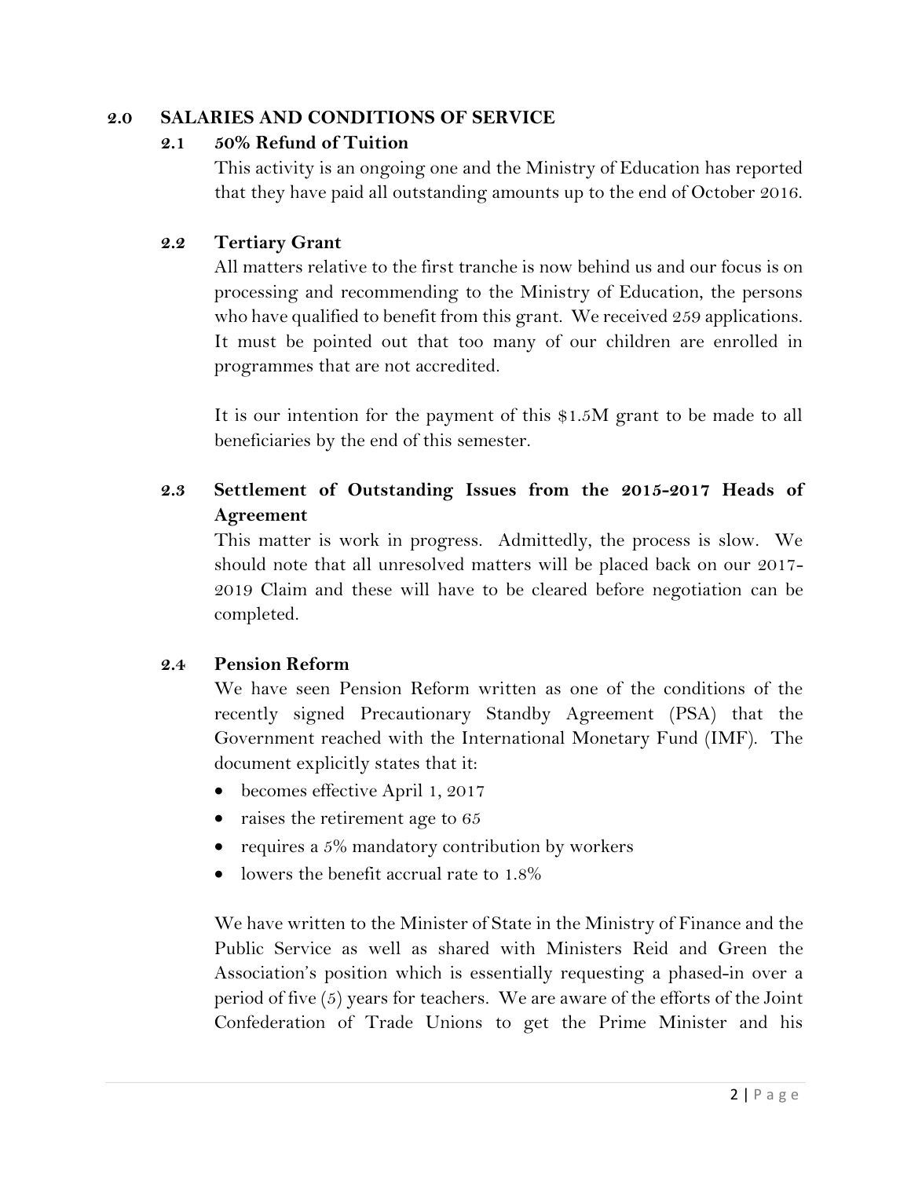## 2.0 SALARIES AND CONDITIONS OF SERVICE

### 2.1 50% Refund of Tuition

This activity is an ongoing one and the Ministry of Education has reported that they have paid all outstanding amounts up to the end of October 2016.

### 2.2 Tertiary Grant

All matters relative to the first tranche is now behind us and our focus is on processing and recommending to the Ministry of Education, the persons who have qualified to benefit from this grant. We received 259 applications. It must be pointed out that too many of our children are enrolled in programmes that are not accredited.

It is our intention for the payment of this $1.5M grant to be made to all beneficiaries by the end of this semester.

### 2.3 Settlement of Outstanding Issues from the 2015-2017 Heads of Agreement

This matter is work in progress. Admittedly, the process is slow. We should note that all unresolved matters will be placed back on our 2017-2019 Claim and these will have to be cleared before negotiation can be completed.

### 2.4 Pension Reform

We have seen Pension Reform written as one of the conditions of the recently signed Precautionary Standby Agreement (PSA) that the Government reached with the International Monetary Fund (IMF). The document explicitly states that it:

- becomes effective April 1, 2017
- raises the retirement age to 65
- requires a 5% mandatory contribution by workers
- lowers the benefit accrual rate to 1.8%

We have written to the Minister of State in the Ministry of Finance and the Public Service as well as shared with Ministers Reid and Green the Association's position which is essentially requesting a phased-in over a period of five (5) years for teachers. We are aware of the efforts of the Joint Confederation of Trade Unions to get the Prime Minister and his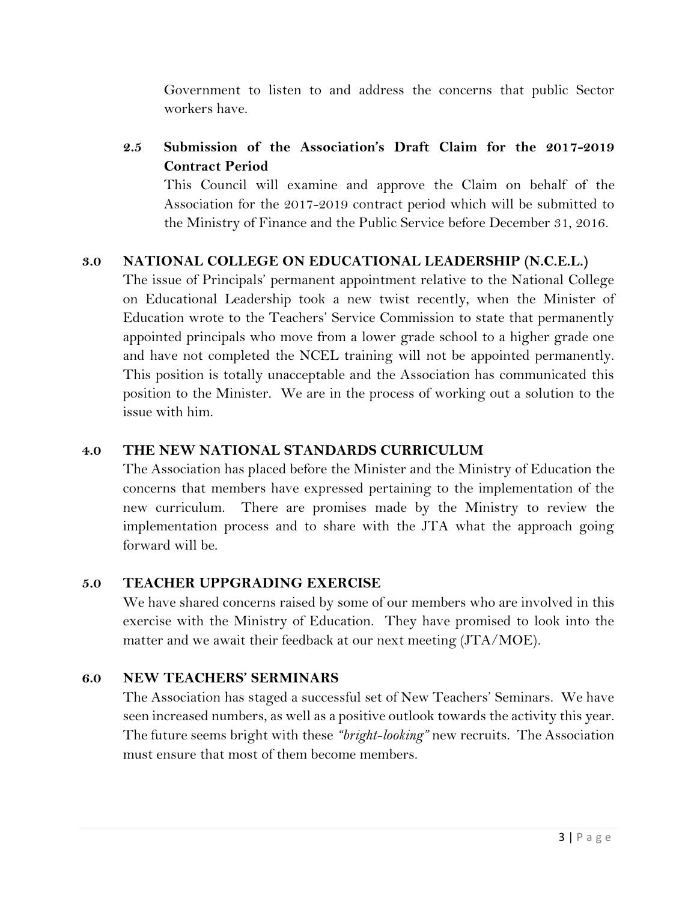Government to listen to and address the concerns that public Sector workers have.

### 2.5 Submission of the Association's Draft Claim for the 2017-2019 Contract Period

This Council will examine and approve the Claim on behalf of the Association for the 2017-2019 contract period which will be submitted to the Ministry of Finance and the Public Service before December 31, 2016.

## 3.0 NATIONAL COLLEGE ON EDUCATIONAL LEADERSHIP (N.C.E.L.)

The issue of Principals' permanent appointment relative to the National College on Educational Leadership took a new twist recently, when the Minister of Education wrote to the Teachers' Service Commission to state that permanently appointed principals who move from a lower grade school to a higher grade one and have not completed the NCEL training will not be appointed permanently. This position is totally unacceptable and the Association has communicated this position to the Minister. We are in the process of working out a solution to the issue with him.

## 4.0 THE NEW NATIONAL STANDARDS CURRICULUM

The Association has placed before the Minister and the Ministry of Education the concerns that members have expressed pertaining to the implementation of the new curriculum. There are promises made by the Ministry to review the implementation process and to share with the JTA what the approach going forward will be.

## 5.0 TEACHER UPPGRADING EXERCISE

We have shared concerns raised by some of our members who are involved in this exercise with the Ministry of Education. They have promised to look into the matter and we await their feedback at our next meeting (JTA/MOE).

## 6.0 NEW TEACHERS' SERMINARS

The Association has staged a successful set of New Teachers' Seminars. We have seen increased numbers, as well as a positive outlook towards the activity this year. The future seems bright with these *"bright-looking"* new recruits. The Association must ensure that most of them become members.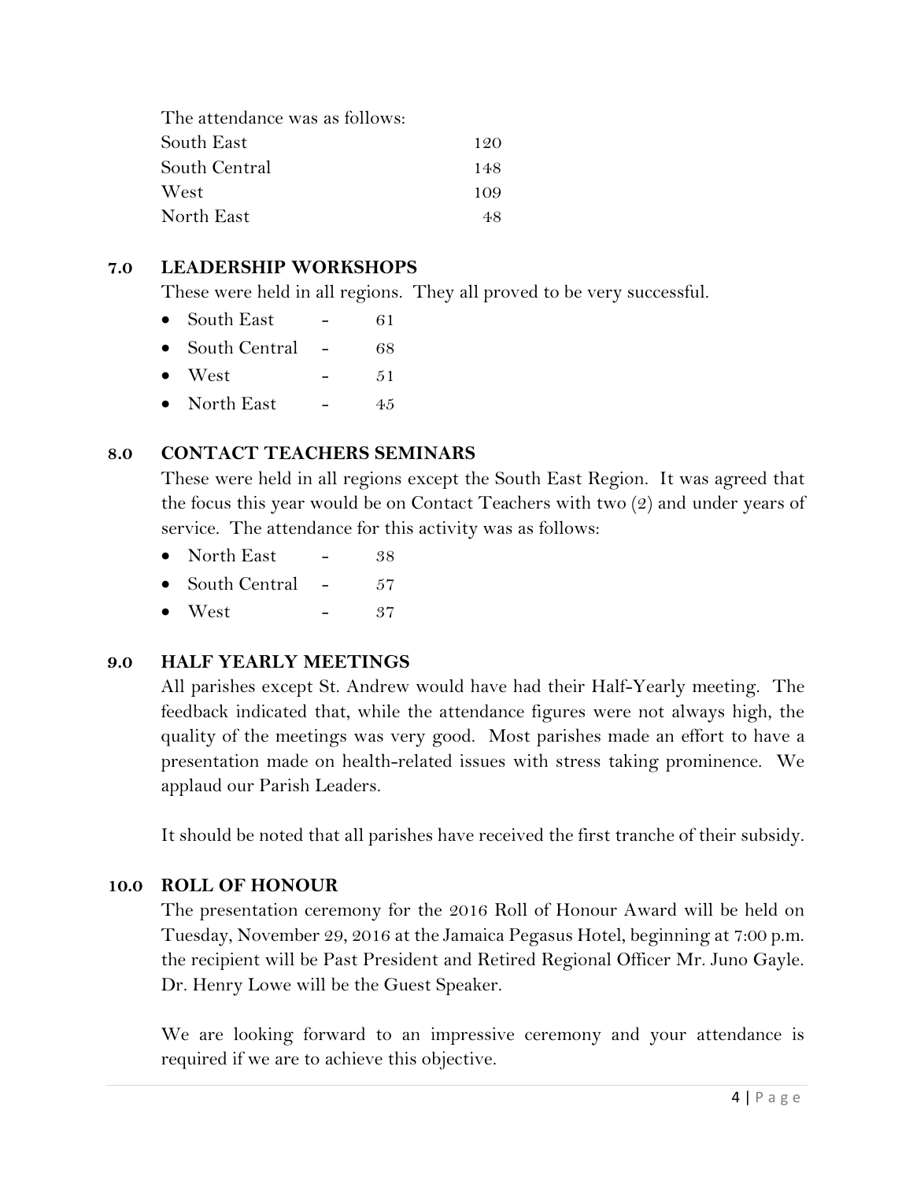The attendance was as follows:

| | |
|---|---|
| South East | 120 |
| South Central | 148 |
| West | 109 |
| North East | 48 |

## 7.0 LEADERSHIP WORKSHOPS

These were held in all regions. They all proved to be very successful.

- South East - 61
- South Central - 68
- West - 51
- North East - 45

## 8.0 CONTACT TEACHERS SEMINARS

These were held in all regions except the South East Region. It was agreed that the focus this year would be on Contact Teachers with two (2) and under years of service. The attendance for this activity was as follows:

- North East - 38
- South Central - 57
- West - 37

## 9.0 HALF YEARLY MEETINGS

All parishes except St. Andrew would have had their Half-Yearly meeting. The feedback indicated that, while the attendance figures were not always high, the quality of the meetings was very good. Most parishes made an effort to have a presentation made on health-related issues with stress taking prominence. We applaud our Parish Leaders.

It should be noted that all parishes have received the first tranche of their subsidy.

## 10.0 ROLL OF HONOUR

The presentation ceremony for the 2016 Roll of Honour Award will be held on Tuesday, November 29, 2016 at the Jamaica Pegasus Hotel, beginning at 7:00 p.m. the recipient will be Past President and Retired Regional Officer Mr. Juno Gayle. Dr. Henry Lowe will be the Guest Speaker.

We are looking forward to an impressive ceremony and your attendance is required if we are to achieve this objective.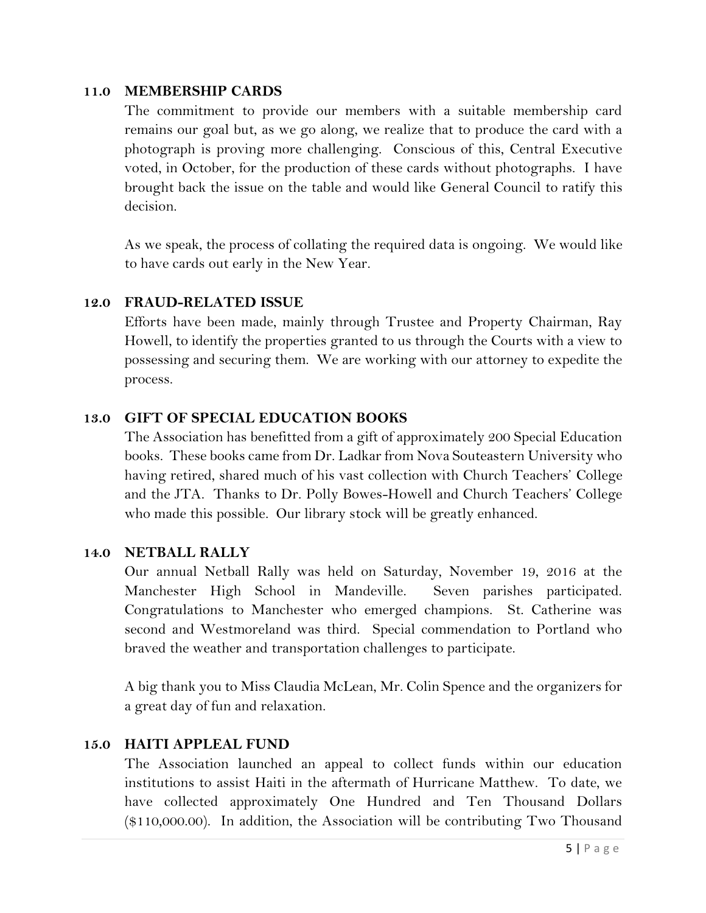## 11.0 MEMBERSHIP CARDS

The commitment to provide our members with a suitable membership card remains our goal but, as we go along, we realize that to produce the card with a photograph is proving more challenging. Conscious of this, Central Executive voted, in October, for the production of these cards without photographs. I have brought back the issue on the table and would like General Council to ratify this decision.

As we speak, the process of collating the required data is ongoing. We would like to have cards out early in the New Year.

## 12.0 FRAUD-RELATED ISSUE

Efforts have been made, mainly through Trustee and Property Chairman, Ray Howell, to identify the properties granted to us through the Courts with a view to possessing and securing them. We are working with our attorney to expedite the process.

## 13.0 GIFT OF SPECIAL EDUCATION BOOKS

The Association has benefitted from a gift of approximately 200 Special Education books. These books came from Dr. Ladkar from Nova Souteastern University who having retired, shared much of his vast collection with Church Teachers' College and the JTA. Thanks to Dr. Polly Bowes-Howell and Church Teachers' College who made this possible. Our library stock will be greatly enhanced.

## 14.0 NETBALL RALLY

Our annual Netball Rally was held on Saturday, November 19, 2016 at the Manchester High School in Mandeville. Seven parishes participated. Congratulations to Manchester who emerged champions. St. Catherine was second and Westmoreland was third. Special commendation to Portland who braved the weather and transportation challenges to participate.

A big thank you to Miss Claudia McLean, Mr. Colin Spence and the organizers for a great day of fun and relaxation.

## 15.0 HAITI APPLEAL FUND

The Association launched an appeal to collect funds within our education institutions to assist Haiti in the aftermath of Hurricane Matthew. To date, we have collected approximately One Hundred and Ten Thousand Dollars ($110,000.00). In addition, the Association will be contributing Two Thousand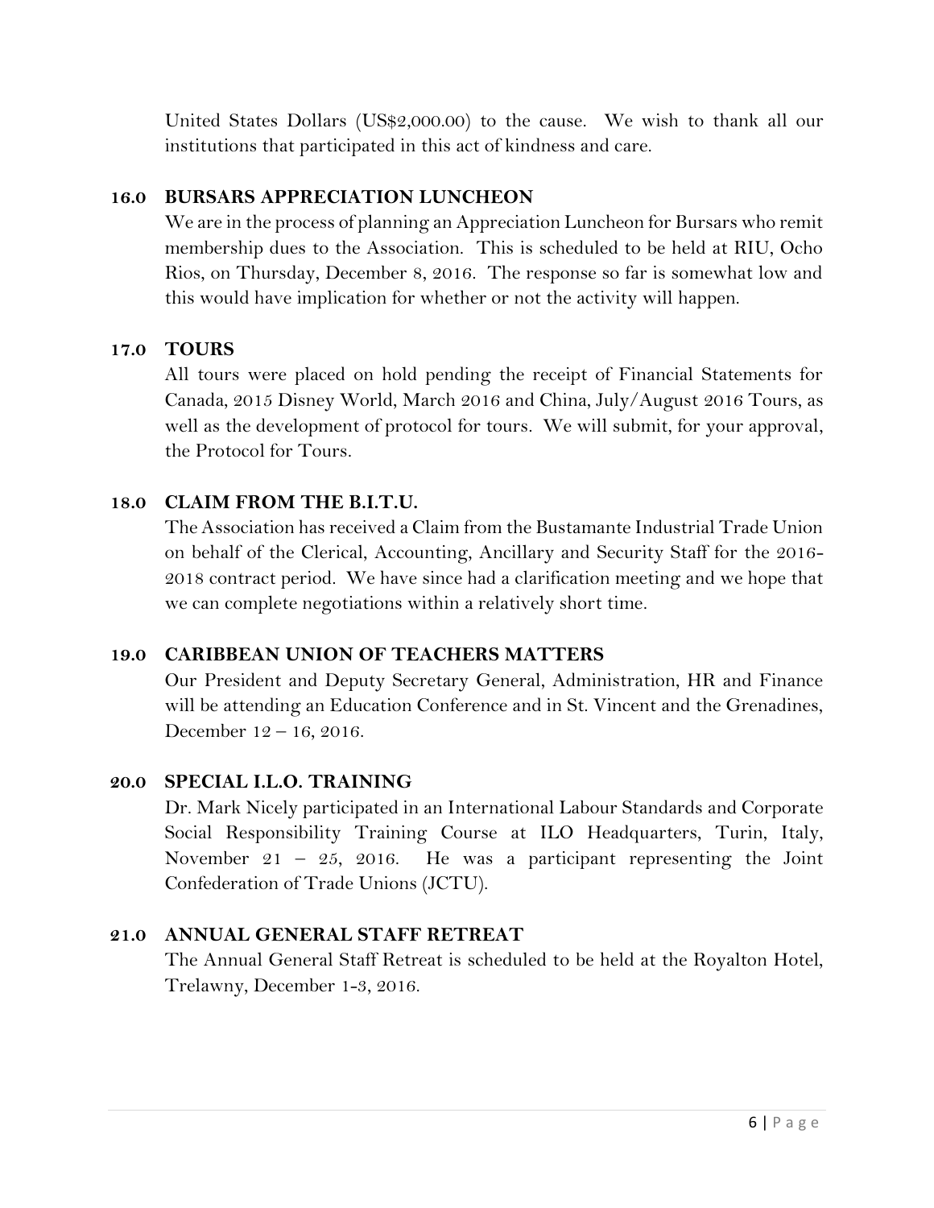United States Dollars (US$2,000.00) to the cause. We wish to thank all our institutions that participated in this act of kindness and care.

## 16.0 BURSARS APPRECIATION LUNCHEON

We are in the process of planning an Appreciation Luncheon for Bursars who remit membership dues to the Association. This is scheduled to be held at RIU, Ocho Rios, on Thursday, December 8, 2016. The response so far is somewhat low and this would have implication for whether or not the activity will happen.

## 17.0 TOURS

All tours were placed on hold pending the receipt of Financial Statements for Canada, 2015 Disney World, March 2016 and China, July/August 2016 Tours, as well as the development of protocol for tours. We will submit, for your approval, the Protocol for Tours.

## 18.0 CLAIM FROM THE B.I.T.U.

The Association has received a Claim from the Bustamante Industrial Trade Union on behalf of the Clerical, Accounting, Ancillary and Security Staff for the 2016-2018 contract period. We have since had a clarification meeting and we hope that we can complete negotiations within a relatively short time.

## 19.0 CARIBBEAN UNION OF TEACHERS MATTERS

Our President and Deputy Secretary General, Administration, HR and Finance will be attending an Education Conference and in St. Vincent and the Grenadines, December 12 – 16, 2016.

## 20.0 SPECIAL I.L.O. TRAINING

Dr. Mark Nicely participated in an International Labour Standards and Corporate Social Responsibility Training Course at ILO Headquarters, Turin, Italy, November 21 – 25, 2016. He was a participant representing the Joint Confederation of Trade Unions (JCTU).

## 21.0 ANNUAL GENERAL STAFF RETREAT

The Annual General Staff Retreat is scheduled to be held at the Royalton Hotel, Trelawny, December 1-3, 2016.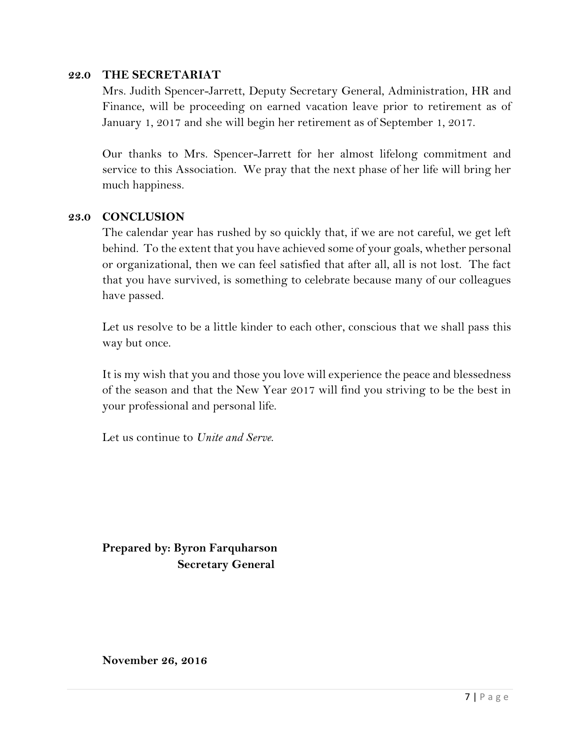## 22.0 THE SECRETARIAT

Mrs. Judith Spencer-Jarrett, Deputy Secretary General, Administration, HR and Finance, will be proceeding on earned vacation leave prior to retirement as of January 1, 2017 and she will begin her retirement as of September 1, 2017.

Our thanks to Mrs. Spencer-Jarrett for her almost lifelong commitment and service to this Association. We pray that the next phase of her life will bring her much happiness.

## 23.0 CONCLUSION

The calendar year has rushed by so quickly that, if we are not careful, we get left behind. To the extent that you have achieved some of your goals, whether personal or organizational, then we can feel satisfied that after all, all is not lost. The fact that you have survived, is something to celebrate because many of our colleagues have passed.

Let us resolve to be a little kinder to each other, conscious that we shall pass this way but once.

It is my wish that you and those you love will experience the peace and blessedness of the season and that the New Year 2017 will find you striving to be the best in your professional and personal life.

Let us continue to *Unite and Serve.*

**Prepared by: Byron Farquharson**
**Secretary General**

**November 26, 2016**